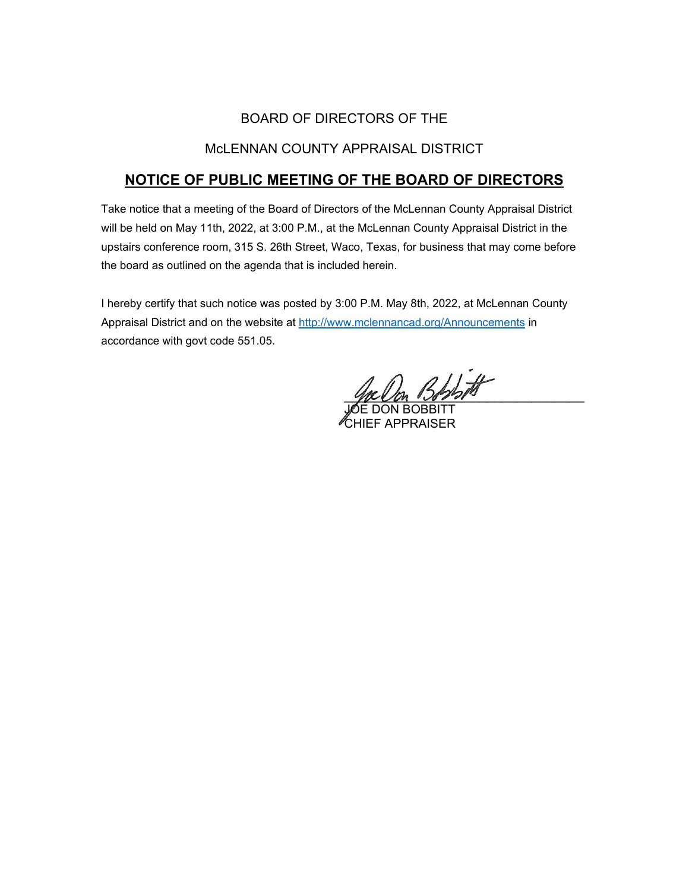BOARD OF DIRECTORS OF THE

McLENNAN COUNTY APPRAISAL DISTRICT

## NOTICE OF PUBLIC MEETING OF THE BOARD OF DIRECTORS

Take notice that a meeting of the Board of Directors of the McLennan County Appraisal District will be held on May 11th, 2022, at 3:00 P.M., at the McLennan County Appraisal District in the upstairs conference room, 315 S. 26th Street, Waco, Texas, for business that may come before the board as outlined on the agenda that is included herein.

I hereby certify that such notice was posted by 3:00 P.M. May 8th, 2022, at McLennan County Appraisal District and on the website at http://www.mclennancad.org/Announcements in accordance with govt code 551.05.

JOE DON BOBBITT
CHIEF APPRAISER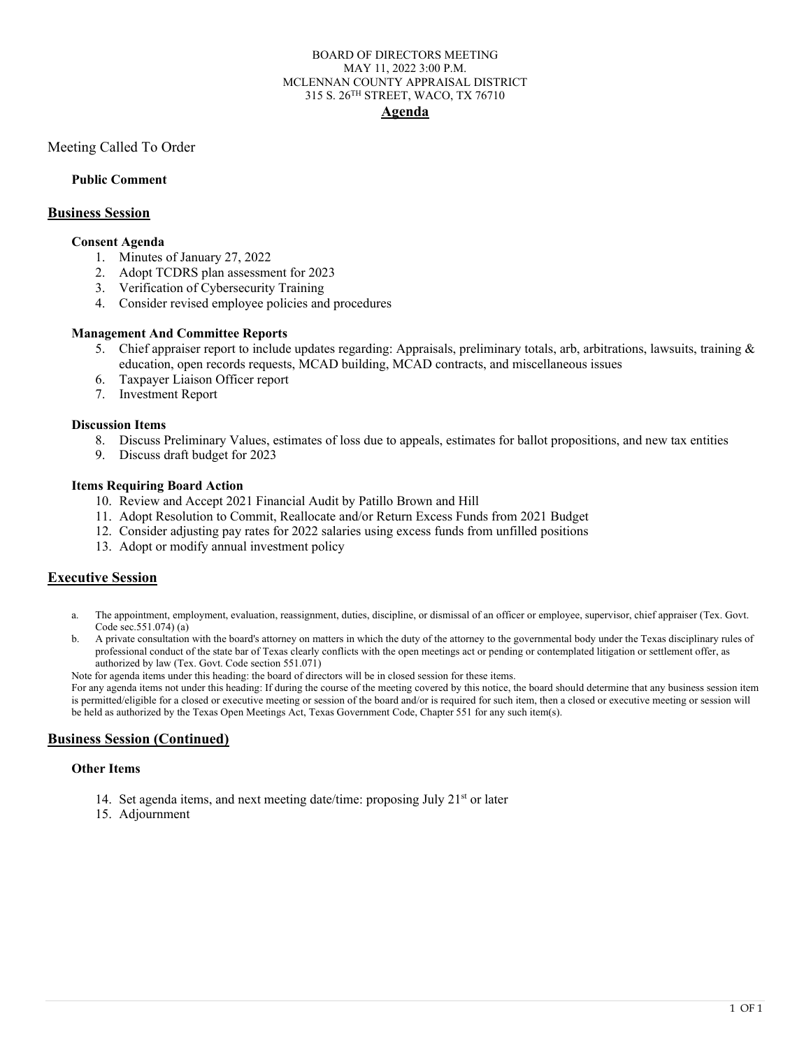BOARD OF DIRECTORS MEETING
MAY 11, 2022 3:00 P.M.
MCLENNAN COUNTY APPRAISAL DISTRICT
315 S. 26TH STREET, WACO, TX 76710

# Agenda

Meeting Called To Order

**Public Comment**

## Business Session

**Consent Agenda**

1. Minutes of January 27, 2022
2. Adopt TCDRS plan assessment for 2023
3. Verification of Cybersecurity Training
4. Consider revised employee policies and procedures

**Management And Committee Reports**

5. Chief appraiser report to include updates regarding: Appraisals, preliminary totals, arb, arbitrations, lawsuits, training & education, open records requests, MCAD building, MCAD contracts, and miscellaneous issues
6. Taxpayer Liaison Officer report
7. Investment Report

**Discussion Items**

8. Discuss Preliminary Values, estimates of loss due to appeals, estimates for ballot propositions, and new tax entities
9. Discuss draft budget for 2023

**Items Requiring Board Action**

10. Review and Accept 2021 Financial Audit by Patillo Brown and Hill
11. Adopt Resolution to Commit, Reallocate and/or Return Excess Funds from 2021 Budget
12. Consider adjusting pay rates for 2022 salaries using excess funds from unfilled positions
13. Adopt or modify annual investment policy

## Executive Session

a. The appointment, employment, evaluation, reassignment, duties, discipline, or dismissal of an officer or employee, supervisor, chief appraiser (Tex. Govt. Code sec.551.074) (a)
b. A private consultation with the board's attorney on matters in which the duty of the attorney to the governmental body under the Texas disciplinary rules of professional conduct of the state bar of Texas clearly conflicts with the open meetings act or pending or contemplated litigation or settlement offer, as authorized by law (Tex. Govt. Code section 551.071)

Note for agenda items under this heading: the board of directors will be in closed session for these items.
For any agenda items not under this heading: If during the course of the meeting covered by this notice, the board should determine that any business session item is permitted/eligible for a closed or executive meeting or session of the board and/or is required for such item, then a closed or executive meeting or session will be held as authorized by the Texas Open Meetings Act, Texas Government Code, Chapter 551 for any such item(s).

## Business Session (Continued)

**Other Items**

14. Set agenda items, and next meeting date/time: proposing July 21st or later
15. Adjournment